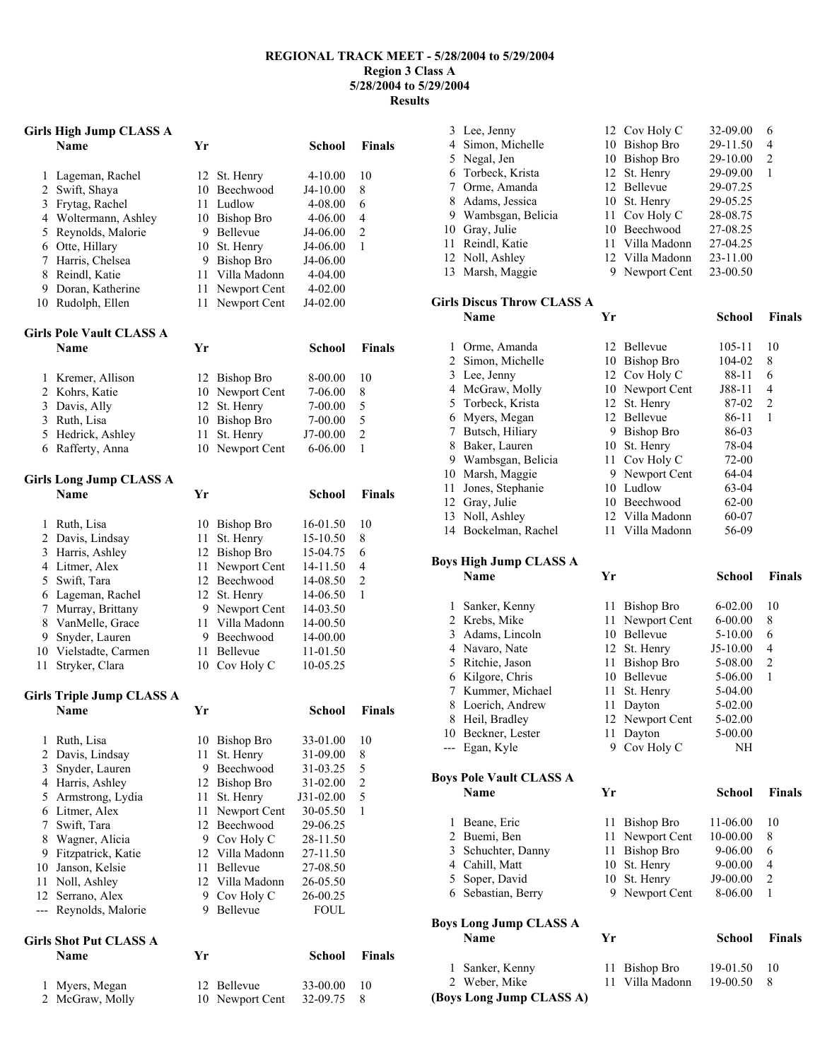**REGIONAL TRACK MEET - 5/28/2004 to 5/29/2004**
**Region 3 Class A**
**5/28/2004 to 5/29/2004**
**Results**

### Girls High Jump CLASS A

| | Name | Yr | School | Finals | |
|---|---|---|---|---|---|
| 1 | Lageman, Rachel | 12 | St. Henry | 4-10.00 | 10 |
| 2 | Swift, Shaya | 10 | Beechwood | J4-10.00 | 8 |
| 3 | Frytag, Rachel | 11 | Ludlow | 4-08.00 | 6 |
| 4 | Woltermann, Ashley | 10 | Bishop Bro | 4-06.00 | 4 |
| 5 | Reynolds, Malorie | 9 | Bellevue | J4-06.00 | 2 |
| 6 | Otte, Hillary | 10 | St. Henry | J4-06.00 | 1 |
| 7 | Harris, Chelsea | 9 | Bishop Bro | J4-06.00 | |
| 8 | Reindl, Katie | 11 | Villa Madonn | 4-04.00 | |
| 9 | Doran, Katherine | 11 | Newport Cent | 4-02.00 | |
| 10 | Rudolph, Ellen | 11 | Newport Cent | J4-02.00 | |

### Girls Pole Vault CLASS A

| | Name | Yr | School | Finals | |
|---|---|---|---|---|---|
| 1 | Kremer, Allison | 12 | Bishop Bro | 8-00.00 | 10 |
| 2 | Kohrs, Katie | 10 | Newport Cent | 7-06.00 | 8 |
| 3 | Davis, Ally | 12 | St. Henry | 7-00.00 | 5 |
| 3 | Ruth, Lisa | 10 | Bishop Bro | 7-00.00 | 5 |
| 5 | Hedrick, Ashley | 11 | St. Henry | J7-00.00 | 2 |
| 6 | Rafferty, Anna | 10 | Newport Cent | 6-06.00 | 1 |

### Girls Long Jump CLASS A

| | Name | Yr | School | Finals | |
|---|---|---|---|---|---|
| 1 | Ruth, Lisa | 10 | Bishop Bro | 16-01.50 | 10 |
| 2 | Davis, Lindsay | 11 | St. Henry | 15-10.50 | 8 |
| 3 | Harris, Ashley | 12 | Bishop Bro | 15-04.75 | 6 |
| 4 | Litmer, Alex | 11 | Newport Cent | 14-11.50 | 4 |
| 5 | Swift, Tara | 12 | Beechwood | 14-08.50 | 2 |
| 6 | Lageman, Rachel | 12 | St. Henry | 14-06.50 | 1 |
| 7 | Murray, Brittany | 9 | Newport Cent | 14-03.50 | |
| 8 | VanMelle, Grace | 11 | Villa Madonn | 14-00.50 | |
| 9 | Snyder, Lauren | 9 | Beechwood | 14-00.00 | |
| 10 | Vielstadte, Carmen | 11 | Bellevue | 11-01.50 | |
| 11 | Stryker, Clara | 10 | Cov Holy C | 10-05.25 | |

### Girls Triple Jump CLASS A

| | Name | Yr | School | Finals | |
|---|---|---|---|---|---|
| 1 | Ruth, Lisa | 10 | Bishop Bro | 33-01.00 | 10 |
| 2 | Davis, Lindsay | 11 | St. Henry | 31-09.00 | 8 |
| 3 | Snyder, Lauren | 9 | Beechwood | 31-03.25 | 5 |
| 4 | Harris, Ashley | 12 | Bishop Bro | 31-02.00 | 2 |
| 5 | Armstrong, Lydia | 11 | St. Henry | J31-02.00 | 5 |
| 6 | Litmer, Alex | 11 | Newport Cent | 30-05.50 | 1 |
| 7 | Swift, Tara | 12 | Beechwood | 29-06.25 | |
| 8 | Wagner, Alicia | 9 | Cov Holy C | 28-11.50 | |
| 9 | Fitzpatrick, Katie | 12 | Villa Madonn | 27-11.50 | |
| 10 | Janson, Kelsie | 11 | Bellevue | 27-08.50 | |
| 11 | Noll, Ashley | 12 | Villa Madonn | 26-05.50 | |
| 12 | Serrano, Alex | 9 | Cov Holy C | 26-00.25 | |
| --- | Reynolds, Malorie | 9 | Bellevue | FOUL | |

### Girls Shot Put CLASS A

| | Name | Yr | School | Finals | |
|---|---|---|---|---|---|
| 1 | Myers, Megan | 12 | Bellevue | 33-00.00 | 10 |
| 2 | McGraw, Molly | 10 | Newport Cent | 32-09.75 | 8 |
| 3 | Lee, Jenny | 12 | Cov Holy C | 32-09.00 | 6 |
| 4 | Simon, Michelle | 10 | Bishop Bro | 29-11.50 | 4 |
| 5 | Negal, Jen | 10 | Bishop Bro | 29-10.00 | 2 |
| 6 | Torbeck, Krista | 12 | St. Henry | 29-09.00 | 1 |
| 7 | Orme, Amanda | 12 | Bellevue | 29-07.25 | |
| 8 | Adams, Jessica | 10 | St. Henry | 29-05.25 | |
| 9 | Wambsgan, Belicia | 11 | Cov Holy C | 28-08.75 | |
| 10 | Gray, Julie | 10 | Beechwood | 27-08.25 | |
| 11 | Reindl, Katie | 11 | Villa Madonn | 27-04.25 | |
| 12 | Noll, Ashley | 12 | Villa Madonn | 23-11.00 | |
| 13 | Marsh, Maggie | 9 | Newport Cent | 23-00.50 | |

### Girls Discus Throw CLASS A

| | Name | Yr | School | Finals | |
|---|---|---|---|---|---|
| 1 | Orme, Amanda | 12 | Bellevue | 105-11 | 10 |
| 2 | Simon, Michelle | 10 | Bishop Bro | 104-02 | 8 |
| 3 | Lee, Jenny | 12 | Cov Holy C | 88-11 | 6 |
| 4 | McGraw, Molly | 10 | Newport Cent | J88-11 | 4 |
| 5 | Torbeck, Krista | 12 | St. Henry | 87-02 | 2 |
| 6 | Myers, Megan | 12 | Bellevue | 86-11 | 1 |
| 7 | Butsch, Hiliary | 9 | Bishop Bro | 86-03 | |
| 8 | Baker, Lauren | 10 | St. Henry | 78-04 | |
| 9 | Wambsgan, Belicia | 11 | Cov Holy C | 72-00 | |
| 10 | Marsh, Maggie | 9 | Newport Cent | 64-04 | |
| 11 | Jones, Stephanie | 10 | Ludlow | 63-04 | |
| 12 | Gray, Julie | 10 | Beechwood | 62-00 | |
| 13 | Noll, Ashley | 12 | Villa Madonn | 60-07 | |
| 14 | Bockelman, Rachel | 11 | Villa Madonn | 56-09 | |

### Boys High Jump CLASS A

| | Name | Yr | School | Finals | |
|---|---|---|---|---|---|
| 1 | Sanker, Kenny | 11 | Bishop Bro | 6-02.00 | 10 |
| 2 | Krebs, Mike | 11 | Newport Cent | 6-00.00 | 8 |
| 3 | Adams, Lincoln | 10 | Bellevue | 5-10.00 | 6 |
| 4 | Navaro, Nate | 12 | St. Henry | J5-10.00 | 4 |
| 5 | Ritchie, Jason | 11 | Bishop Bro | 5-08.00 | 2 |
| 6 | Kilgore, Chris | 10 | Bellevue | 5-06.00 | 1 |
| 7 | Kummer, Michael | 11 | St. Henry | 5-04.00 | |
| 8 | Loerich, Andrew | 11 | Dayton | 5-02.00 | |
| 8 | Heil, Bradley | 12 | Newport Cent | 5-02.00 | |
| 10 | Beckner, Lester | 11 | Dayton | 5-00.00 | |
| --- | Egan, Kyle | 9 | Cov Holy C | NH | |

### Boys Pole Vault CLASS A

| | Name | Yr | School | Finals | |
|---|---|---|---|---|---|
| 1 | Beane, Eric | 11 | Bishop Bro | 11-06.00 | 10 |
| 2 | Buemi, Ben | 11 | Newport Cent | 10-00.00 | 8 |
| 3 | Schuchter, Danny | 11 | Bishop Bro | 9-06.00 | 6 |
| 4 | Cahill, Matt | 10 | St. Henry | 9-00.00 | 4 |
| 5 | Soper, David | 10 | St. Henry | J9-00.00 | 2 |
| 6 | Sebastian, Berry | 9 | Newport Cent | 8-06.00 | 1 |

### Boys Long Jump CLASS A

| | Name | Yr | School | Finals | |
|---|---|---|---|---|---|
| 1 | Sanker, Kenny | 11 | Bishop Bro | 19-01.50 | 10 |
| 2 | Weber, Mike | 11 | Villa Madonn | 19-00.50 | 8 |

**(Boys Long Jump CLASS A)**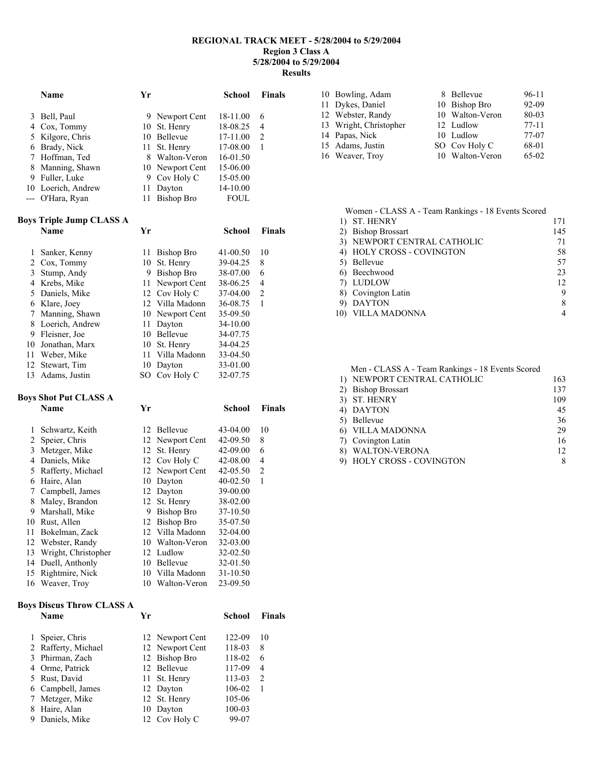# REGIONAL TRACK MEET - 5/28/2004 to 5/29/2004
## Region 3 Class A
## 5/28/2004 to 5/29/2004
## Results

| | Name | Yr | School | Finals | |
|---|---|---|---|---|---|
| 3 | Bell, Paul | 9 | Newport Cent | 18-11.00 | 6 |
| 4 | Cox, Tommy | 10 | St. Henry | 18-08.25 | 4 |
| 5 | Kilgore, Chris | 10 | Bellevue | 17-11.00 | 2 |
| 6 | Brady, Nick | 11 | St. Henry | 17-08.00 | 1 |
| 7 | Hoffman, Ted | 8 | Walton-Veron | 16-01.50 | |
| 8 | Manning, Shawn | 10 | Newport Cent | 15-06.00 | |
| 9 | Fuller, Luke | 9 | Cov Holy C | 15-05.00 | |
| 10 | Loerich, Andrew | 11 | Dayton | 14-10.00 | |
| --- | O'Hara, Ryan | 11 | Bishop Bro | FOUL | |

**Boys Triple Jump CLASS A**

| | Name | Yr | School | Finals | |
|---|---|---|---|---|---|
| 1 | Sanker, Kenny | 11 | Bishop Bro | 41-00.50 | 10 |
| 2 | Cox, Tommy | 10 | St. Henry | 39-04.25 | 8 |
| 3 | Stump, Andy | 9 | Bishop Bro | 38-07.00 | 6 |
| 4 | Krebs, Mike | 11 | Newport Cent | 38-06.25 | 4 |
| 5 | Daniels, Mike | 12 | Cov Holy C | 37-04.00 | 2 |
| 6 | Klare, Joey | 12 | Villa Madonn | 36-08.75 | 1 |
| 7 | Manning, Shawn | 10 | Newport Cent | 35-09.50 | |
| 8 | Loerich, Andrew | 11 | Dayton | 34-10.00 | |
| 9 | Fleisner, Joe | 10 | Bellevue | 34-07.75 | |
| 10 | Jonathan, Marx | 10 | St. Henry | 34-04.25 | |
| 11 | Weber, Mike | 11 | Villa Madonn | 33-04.50 | |
| 12 | Stewart, Tim | 10 | Dayton | 33-01.00 | |
| 13 | Adams, Justin | SO | Cov Holy C | 32-07.75 | |

**Boys Shot Put CLASS A**

| | Name | Yr | School | Finals | |
|---|---|---|---|---|---|
| 1 | Schwartz, Keith | 12 | Bellevue | 43-04.00 | 10 |
| 2 | Speier, Chris | 12 | Newport Cent | 42-09.50 | 8 |
| 3 | Metzger, Mike | 12 | St. Henry | 42-09.00 | 6 |
| 4 | Daniels, Mike | 12 | Cov Holy C | 42-08.00 | 4 |
| 5 | Rafferty, Michael | 12 | Newport Cent | 42-05.50 | 2 |
| 6 | Haire, Alan | 10 | Dayton | 40-02.50 | 1 |
| 7 | Campbell, James | 12 | Dayton | 39-00.00 | |
| 8 | Maley, Brandon | 12 | St. Henry | 38-02.00 | |
| 9 | Marshall, Mike | 9 | Bishop Bro | 37-10.50 | |
| 10 | Rust, Allen | 12 | Bishop Bro | 35-07.50 | |
| 11 | Bokelman, Zack | 12 | Villa Madonn | 32-04.00 | |
| 12 | Webster, Randy | 10 | Walton-Veron | 32-03.00 | |
| 13 | Wright, Christopher | 12 | Ludlow | 32-02.50 | |
| 14 | Duell, Anthonly | 10 | Bellevue | 32-01.50 | |
| 15 | Rightmire, Nick | 10 | Villa Madonn | 31-10.50 | |
| 16 | Weaver, Troy | 10 | Walton-Veron | 23-09.50 | |

**Boys Discus Throw CLASS A**

| | Name | Yr | School | Finals | |
|---|---|---|---|---|---|
| 1 | Speier, Chris | 12 | Newport Cent | 122-09 | 10 |
| 2 | Rafferty, Michael | 12 | Newport Cent | 118-03 | 8 |
| 3 | Phirman, Zach | 12 | Bishop Bro | 118-02 | 6 |
| 4 | Orme, Patrick | 12 | Bellevue | 117-09 | 4 |
| 5 | Rust, David | 11 | St. Henry | 113-03 | 2 |
| 6 | Campbell, James | 12 | Dayton | 106-02 | 1 |
| 7 | Metzger, Mike | 12 | St. Henry | 105-06 | |
| 8 | Haire, Alan | 10 | Dayton | 100-03 | |
| 9 | Daniels, Mike | 12 | Cov Holy C | 99-07 | |
| 10 | Bowling, Adam | 8 | Bellevue | 96-11 | |
| 11 | Dykes, Daniel | 10 | Bishop Bro | 92-09 | |
| 12 | Webster, Randy | 10 | Walton-Veron | 80-03 | |
| 13 | Wright, Christopher | 12 | Ludlow | 77-11 | |
| 14 | Papas, Nick | 10 | Ludlow | 77-07 | |
| 15 | Adams, Justin | SO | Cov Holy C | 68-01 | |
| 16 | Weaver, Troy | 10 | Walton-Veron | 65-02 | |

**Women - CLASS A - Team Rankings - 18 Events Scored**

| | | |
|---|---|---|
| 1) | ST. HENRY | 171 |
| 2) | Bishop Brossart | 145 |
| 3) | NEWPORT CENTRAL CATHOLIC | 71 |
| 4) | HOLY CROSS - COVINGTON | 58 |
| 5) | Bellevue | 57 |
| 6) | Beechwood | 23 |
| 7) | LUDLOW | 12 |
| 8) | Covington Latin | 9 |
| 9) | DAYTON | 8 |
| 10) | VILLA MADONNA | 4 |

**Men - CLASS A - Team Rankings - 18 Events Scored**

| | | |
|---|---|---|
| 1) | NEWPORT CENTRAL CATHOLIC | 163 |
| 2) | Bishop Brossart | 137 |
| 3) | ST. HENRY | 109 |
| 4) | DAYTON | 45 |
| 5) | Bellevue | 36 |
| 6) | VILLA MADONNA | 29 |
| 7) | Covington Latin | 16 |
| 8) | WALTON-VERONA | 12 |
| 9) | HOLY CROSS - COVINGTON | 8 |